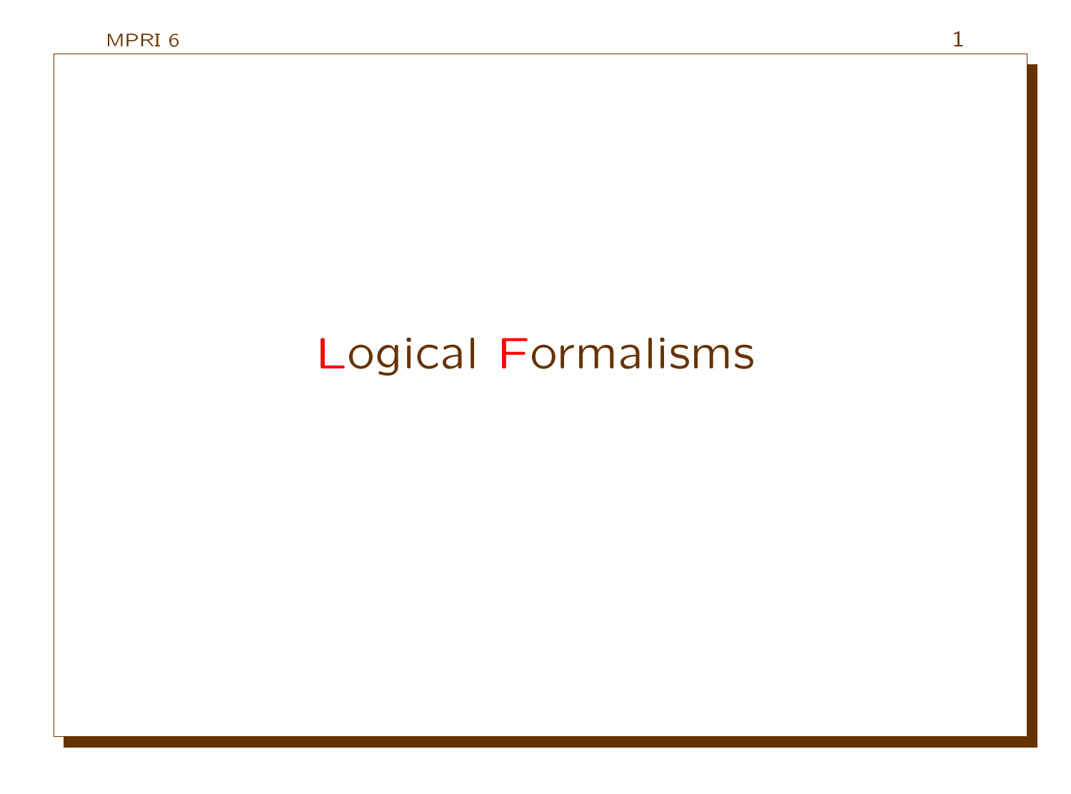# Logical Formalisms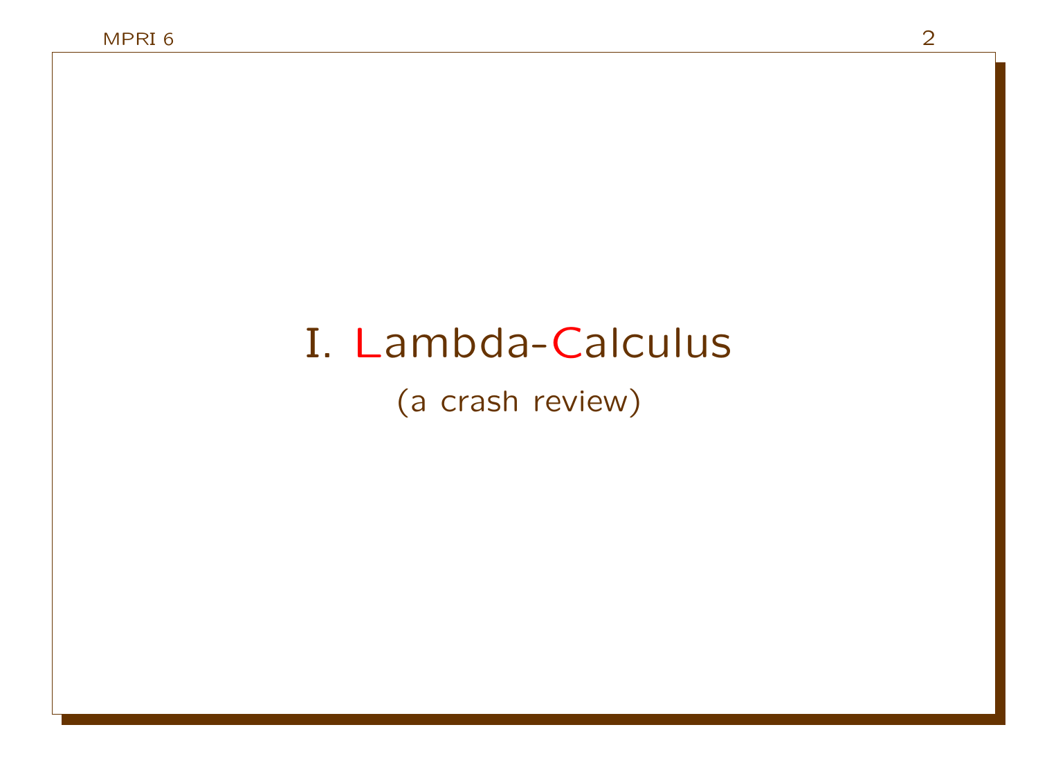# I. Lambda-Calculus

(a crash review)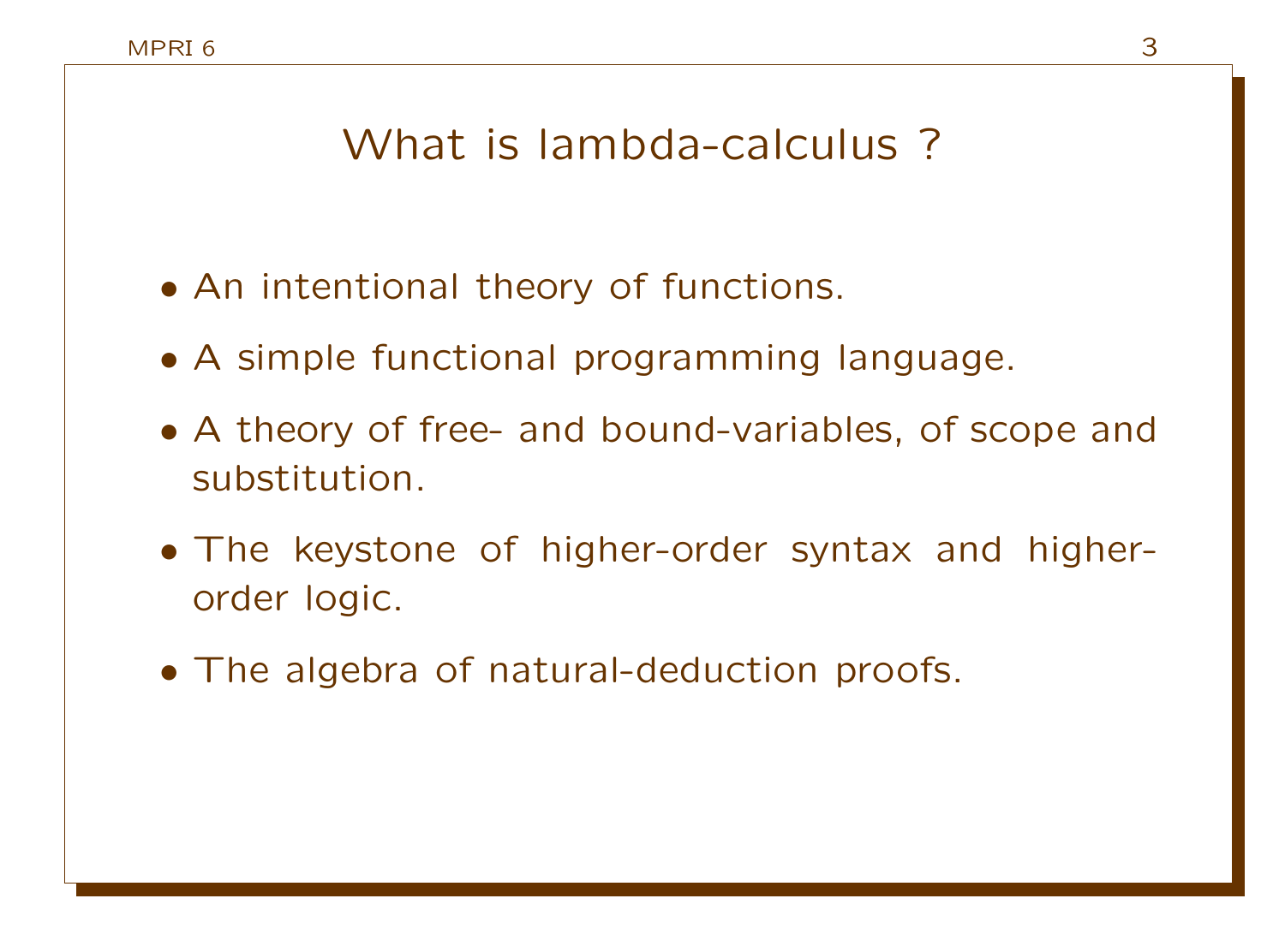# What is lambda-calculus ?

- An intentional theory of functions.
- A simple functional programming language.
- A theory of free- and bound-variables, of scope and substitution.
- The keystone of higher-order syntax and higher-order logic.
- The algebra of natural-deduction proofs.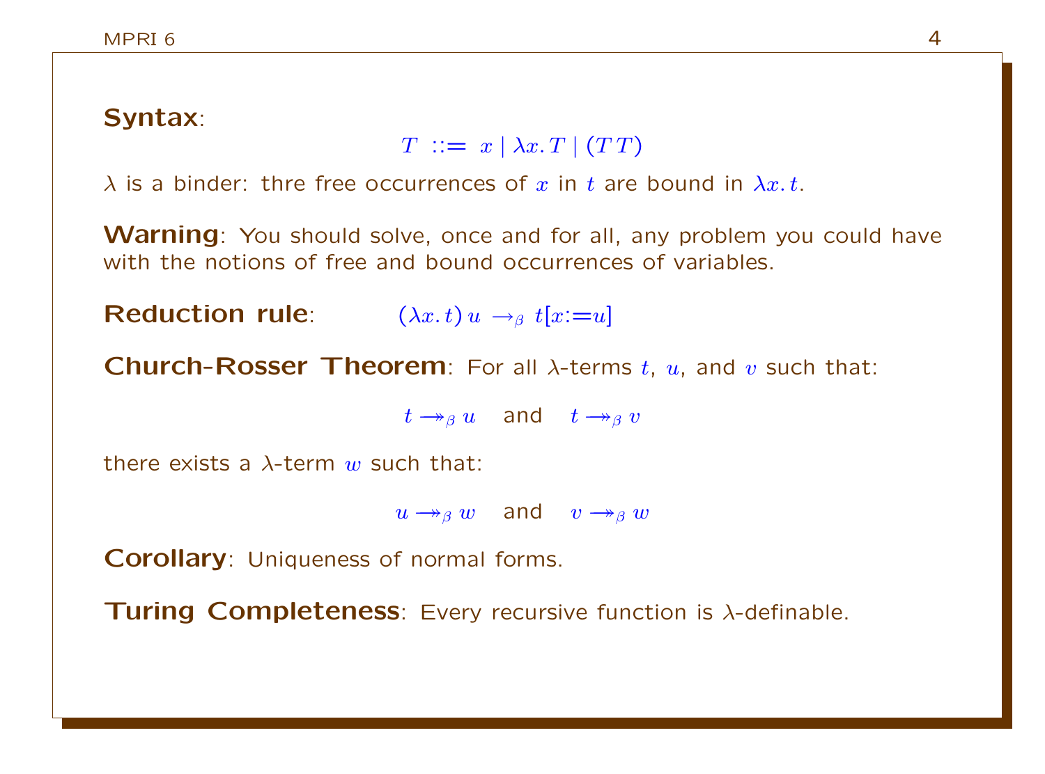**Syntax**:

$$T \ ::= \ x \mid \lambda x.\, T \mid (T\, T)$$

$\lambda$ is a binder: thre free occurrences of $x$ in $t$ are bound in $\lambda x.\, t$.

**Warning**: You should solve, once and for all, any problem you could have with the notions of free and bound occurrences of variables.

**Reduction rule**: $(\lambda x.\, t)\, u \rightarrow_\beta t[x{:=}u]$

**Church-Rosser Theorem**: For all $\lambda$-terms $t$, $u$, and $v$ such that:

$$t \twoheadrightarrow_\beta u \quad \text{and} \quad t \twoheadrightarrow_\beta v$$

there exists a $\lambda$-term $w$ such that:

$$u \twoheadrightarrow_\beta w \quad \text{and} \quad v \twoheadrightarrow_\beta w$$

**Corollary**: Uniqueness of normal forms.

**Turing Completeness**: Every recursive function is $\lambda$-definable.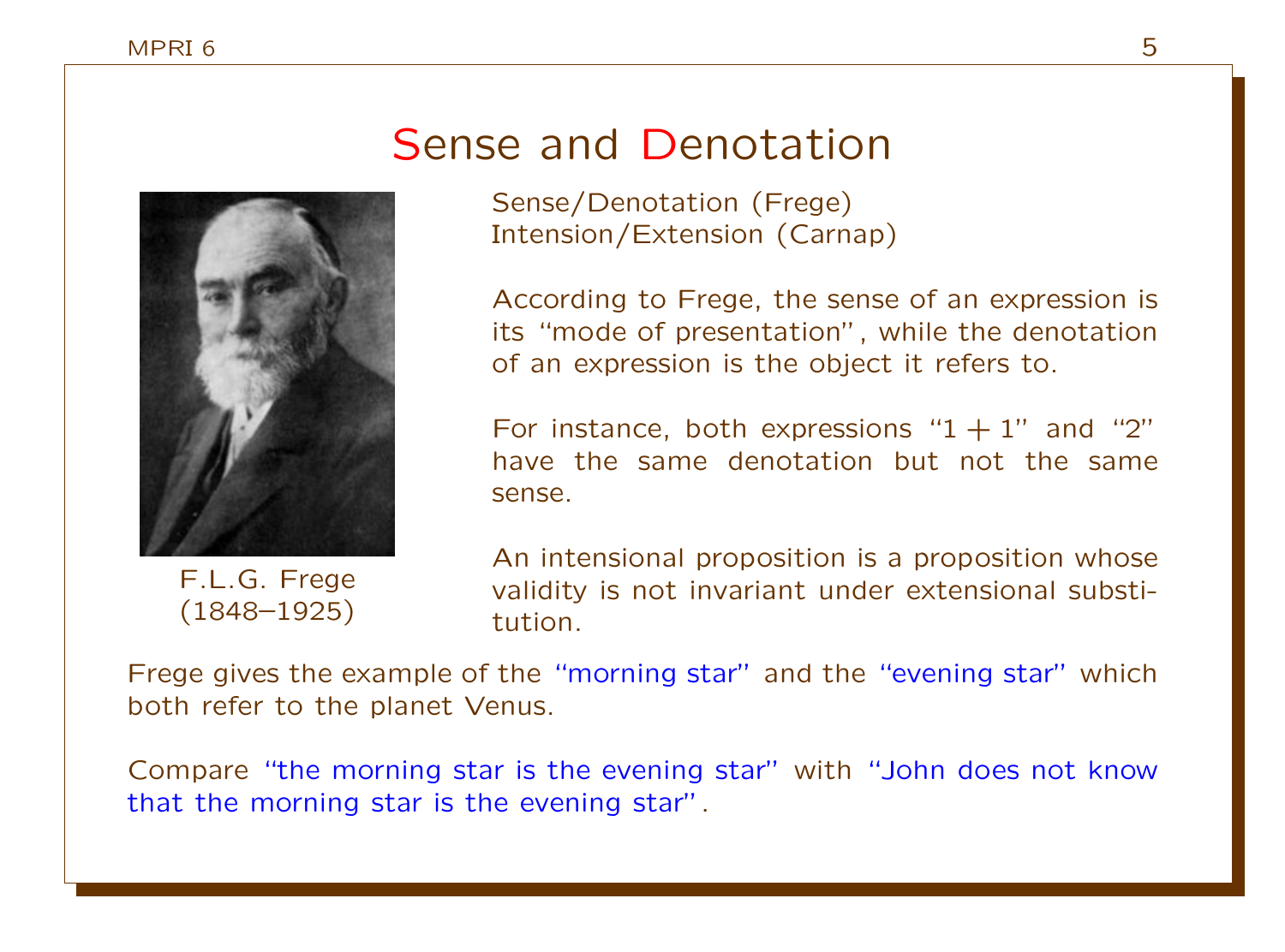# Sense and Denotation

F.L.G. Frege
(1848–1925)

Sense/Denotation (Frege)
Intension/Extension (Carnap)

According to Frege, the sense of an expression is its "mode of presentation", while the denotation of an expression is the object it refers to.

For instance, both expressions "$1+1$" and "$2$" have the same denotation but not the same sense.

An intensional proposition is a proposition whose validity is not invariant under extensional substitution.

Frege gives the example of the "morning star" and the "evening star" which both refer to the planet Venus.

Compare "the morning star is the evening star" with "John does not know that the morning star is the evening star".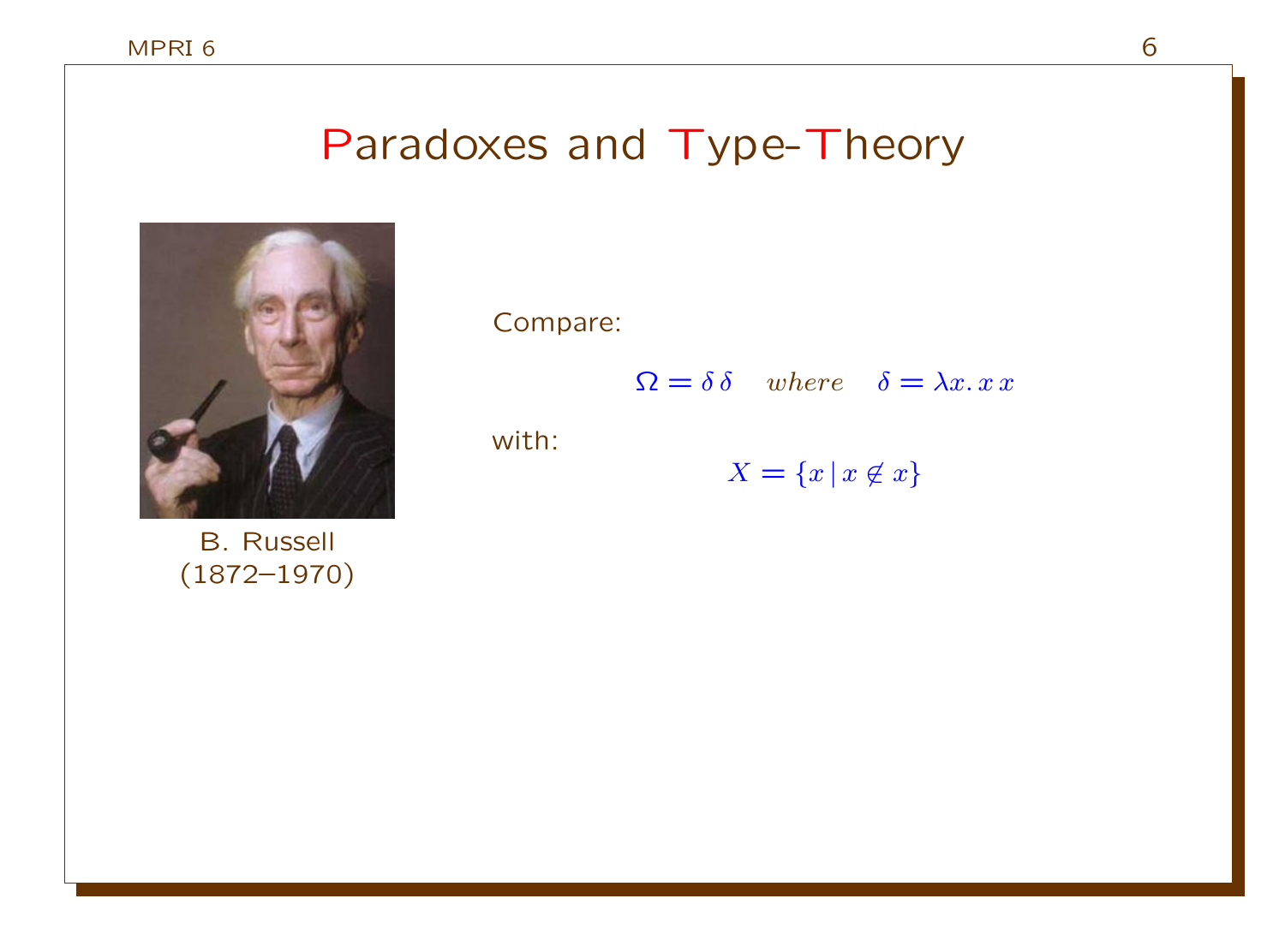# Paradoxes and Type-Theory

B. Russell
(1872–1970)

Compare:

$$\Omega = \delta\,\delta \quad where \quad \delta = \lambda x.\, x\, x$$

with:

$$X = \{x \mid x \notin x\}$$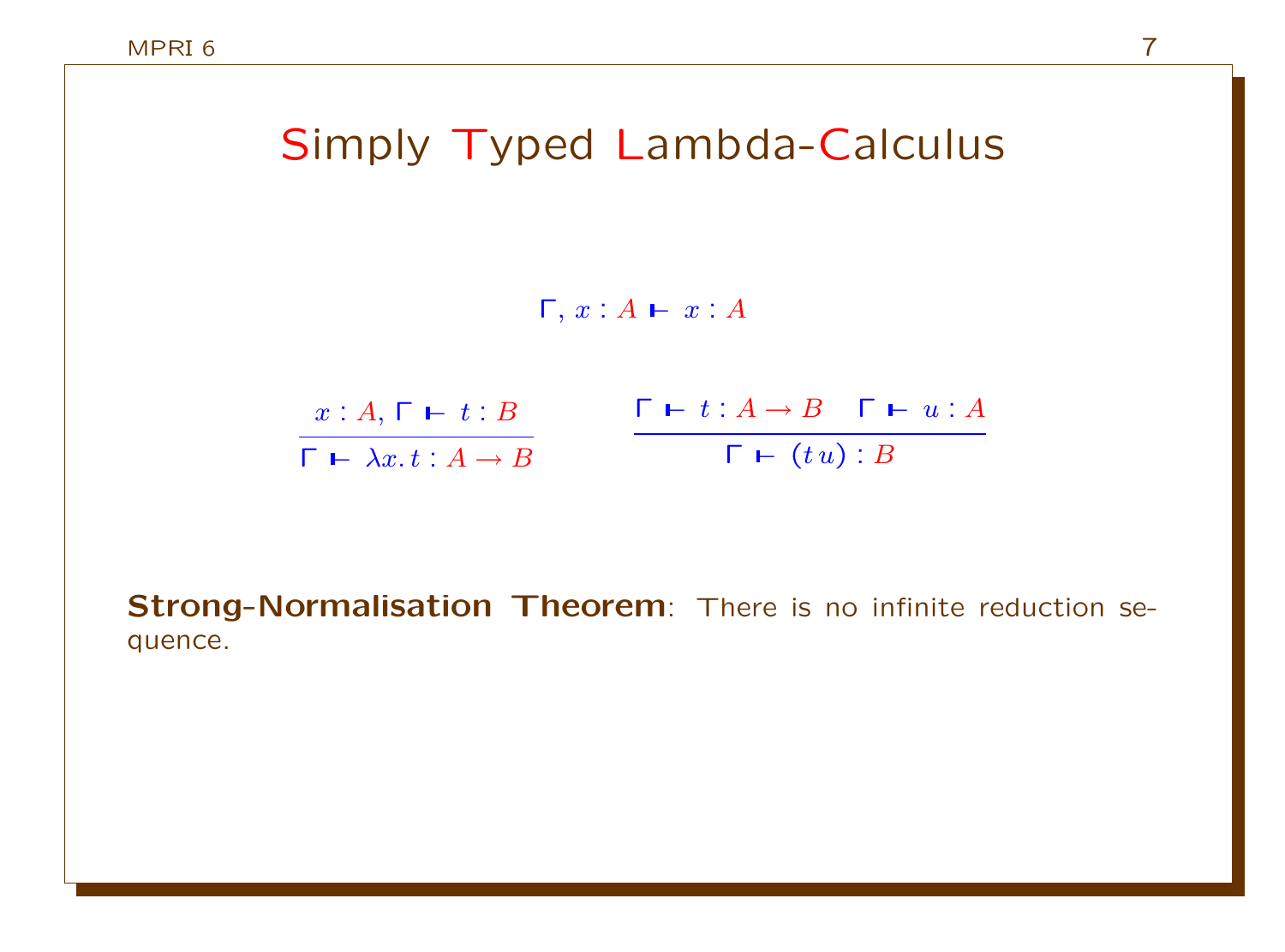# Simply Typed Lambda-Calculus

$$\Gamma, x : A \vdash x : A$$

$$\frac{x : A, \Gamma \vdash t : B}{\Gamma \vdash \lambda x. t : A \rightarrow B} \qquad \frac{\Gamma \vdash t : A \rightarrow B \quad \Gamma \vdash u : A}{\Gamma \vdash (t\, u) : B}$$

**Strong-Normalisation Theorem**: There is no infinite reduction sequence.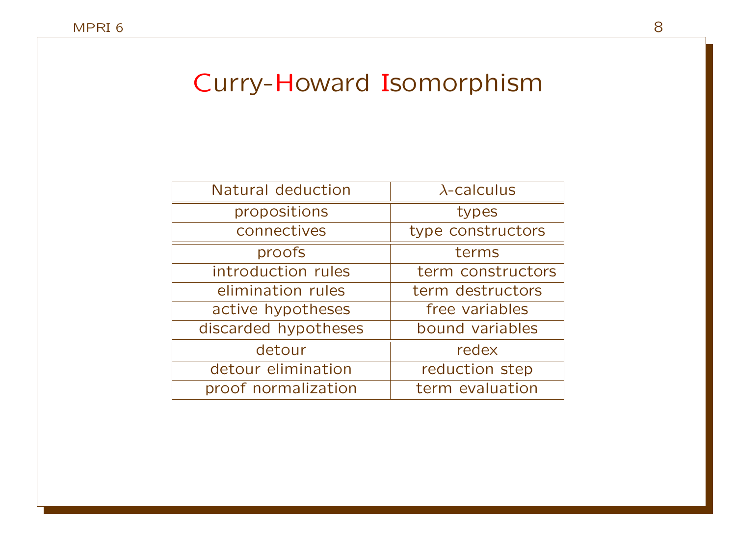# Curry-Howard Isomorphism

| Natural deduction | $\lambda$-calculus |
|---|---|
| propositions | types |
| connectives | type constructors |
| proofs | terms |
| introduction rules | term constructors |
| elimination rules | term destructors |
| active hypotheses | free variables |
| discarded hypotheses | bound variables |
| detour | redex |
| detour elimination | reduction step |
| proof normalization | term evaluation |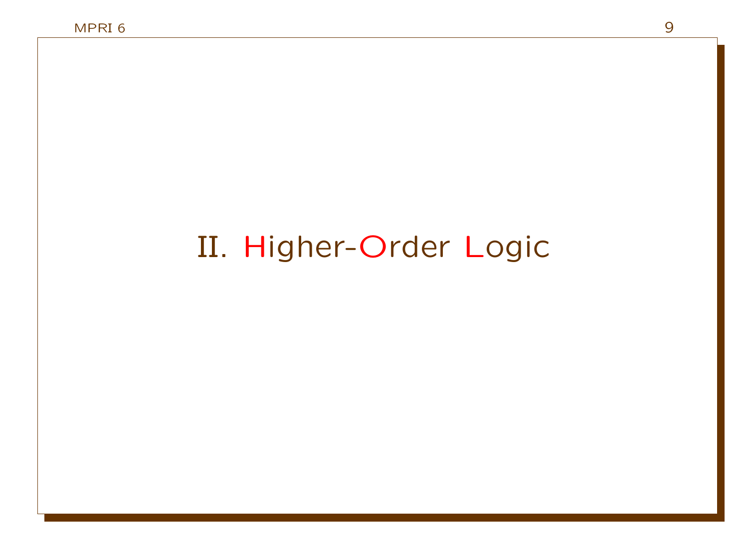# II. Higher-Order Logic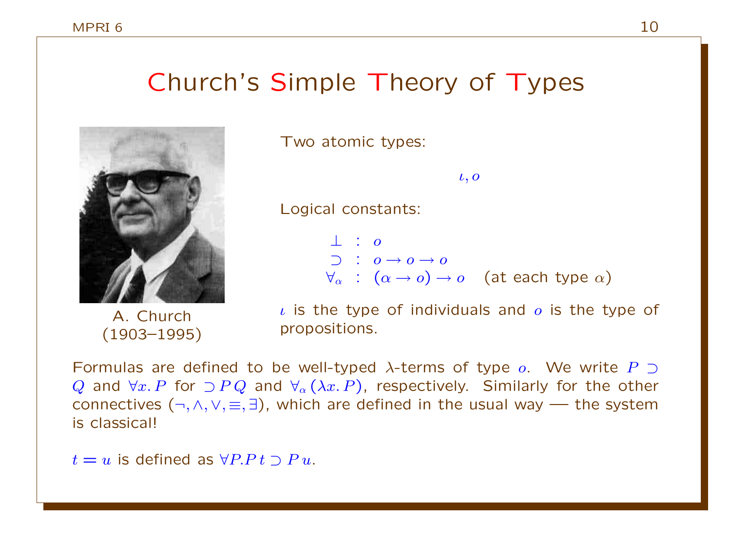# Church's Simple Theory of Types

A. Church
(1903–1995)

Two atomic types:

$$\iota, o$$

Logical constants:

$$\begin{array}{lll} \bot & : & o \\ \supset & : & o \to o \to o \\ \forall_\alpha & : & (\alpha \to o) \to o \quad \text{(at each type } \alpha\text{)} \end{array}$$

$\iota$ is the type of individuals and $o$ is the type of propositions.

Formulas are defined to be well-typed $\lambda$-terms of type $o$. We write $P \supset Q$ and $\forall x. P$ for $\supset P\,Q$ and $\forall_\alpha (\lambda x. P)$, respectively. Similarly for the other connectives ($\neg, \wedge, \vee, \equiv, \exists$), which are defined in the usual way — the system is classical!

$t = u$ is defined as $\forall P. P\,t \supset P\,u$.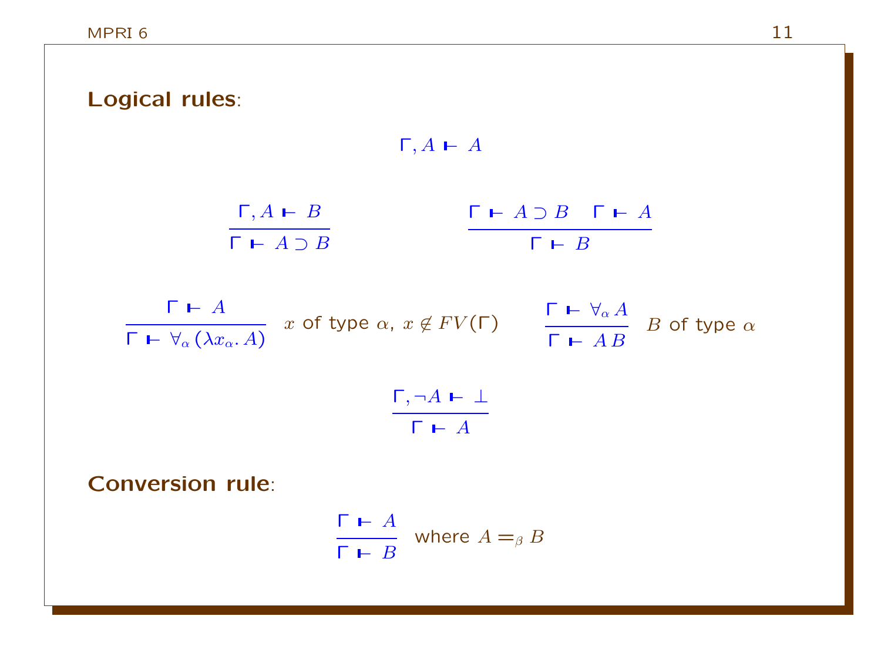**Logical rules**:

$$\Gamma, A \vdash A$$

$$\frac{\Gamma, A \vdash B}{\Gamma \vdash A \supset B} \qquad\qquad \frac{\Gamma \vdash A \supset B \quad \Gamma \vdash A}{\Gamma \vdash B}$$

$$\frac{\Gamma \vdash A}{\Gamma \vdash \forall_\alpha (\lambda x_\alpha . A)} \ x \text{ of type } \alpha,\ x \notin FV(\Gamma) \qquad \frac{\Gamma \vdash \forall_\alpha A}{\Gamma \vdash A\, B} \ B \text{ of type } \alpha$$

$$\frac{\Gamma, \neg A \vdash \bot}{\Gamma \vdash A}$$

**Conversion rule**:

$$\frac{\Gamma \vdash A}{\Gamma \vdash B} \ \text{where } A =_\beta B$$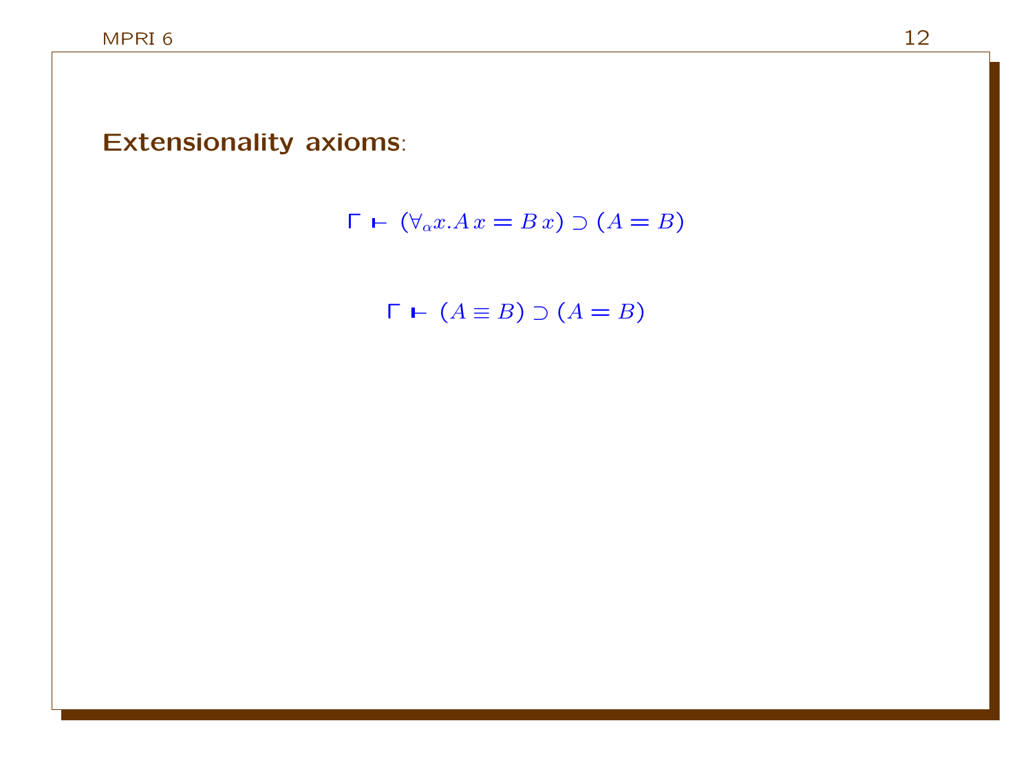**Extensionality axioms**:

$$\Gamma \vdash (\forall_\alpha x. A\, x = B\, x) \supset (A = B)$$

$$\Gamma \vdash (A \equiv B) \supset (A = B)$$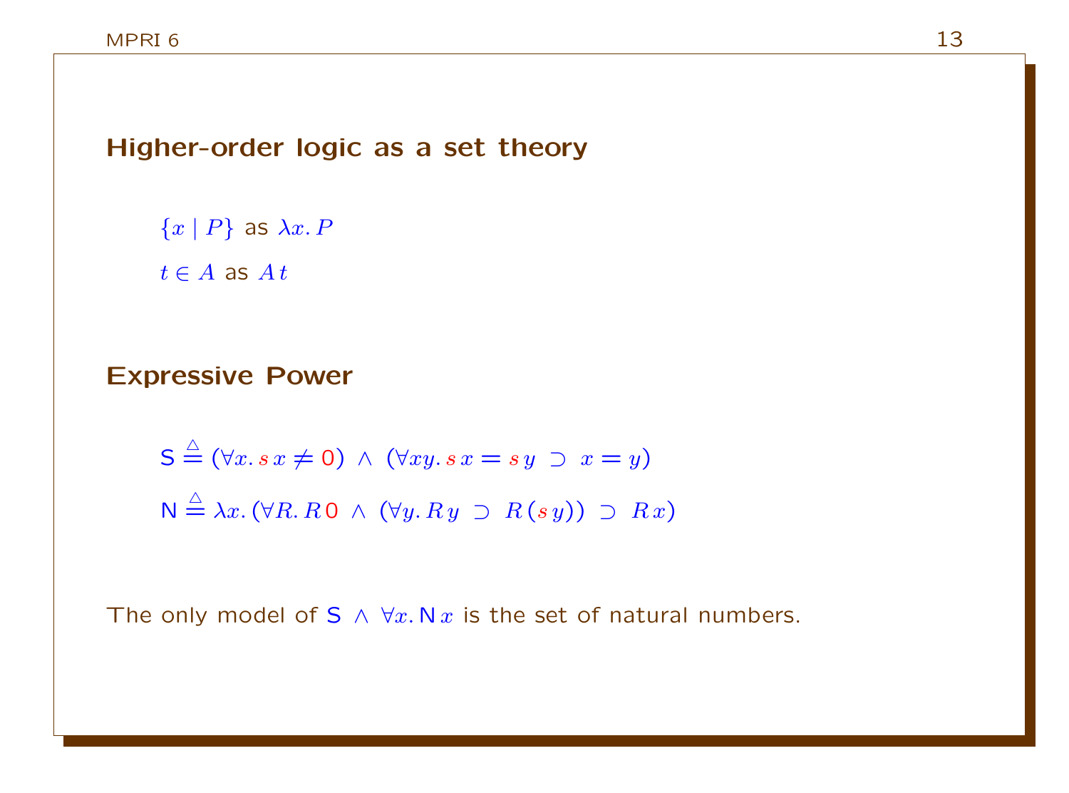## Higher-order logic as a set theory

$\{x \mid P\}$ as $\lambda x.\, P$

$t \in A$ as $A\, t$

## Expressive Power

$$\mathsf{S} \triangleq (\forall x.\, s\, x \neq 0) \;\wedge\; (\forall xy.\, s\, x = s\, y \;\supset\; x = y)$$

$$\mathsf{N} \triangleq \lambda x.\, (\forall R.\, R\, 0 \;\wedge\; (\forall y.\, R\, y \;\supset\; R\, (s\, y)) \;\supset\; R\, x)$$

The only model of $\mathsf{S} \wedge \forall x.\, \mathsf{N}\, x$ is the set of natural numbers.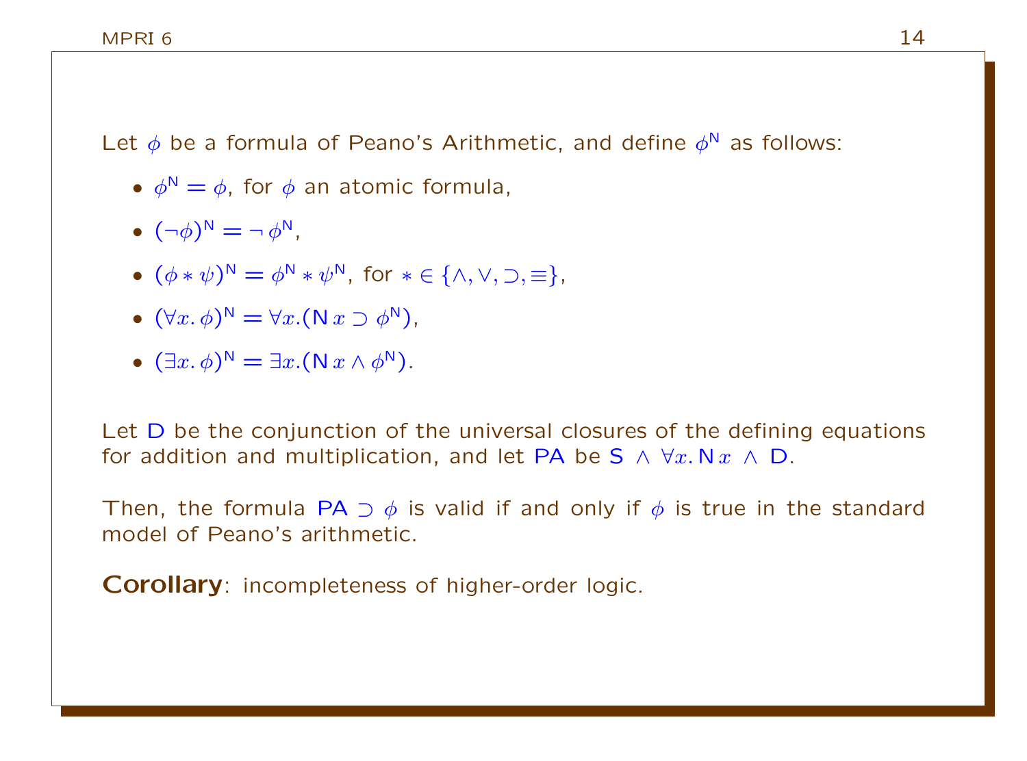Let $\phi$ be a formula of Peano's Arithmetic, and define $\phi^{\mathsf{N}}$ as follows:

- $\phi^{\mathsf{N}} = \phi$, for $\phi$ an atomic formula,
- $(\neg\phi)^{\mathsf{N}} = \neg\, \phi^{\mathsf{N}}$,
- $(\phi * \psi)^{\mathsf{N}} = \phi^{\mathsf{N}} * \psi^{\mathsf{N}}$, for $* \in \{\wedge, \vee, \supset, \equiv\}$,
- $(\forall x.\, \phi)^{\mathsf{N}} = \forall x.(\mathsf{N}\, x \supset \phi^{\mathsf{N}})$,
- $(\exists x.\, \phi)^{\mathsf{N}} = \exists x.(\mathsf{N}\, x \wedge \phi^{\mathsf{N}})$.

Let $\mathsf{D}$ be the conjunction of the universal closures of the defining equations for addition and multiplication, and let $\mathsf{PA}$ be $\mathsf{S} \,\wedge\, \forall x.\, \mathsf{N}\, x \,\wedge\, \mathsf{D}$.

Then, the formula $\mathsf{PA} \supset \phi$ is valid if and only if $\phi$ is true in the standard model of Peano's arithmetic.

**Corollary**: incompleteness of higher-order logic.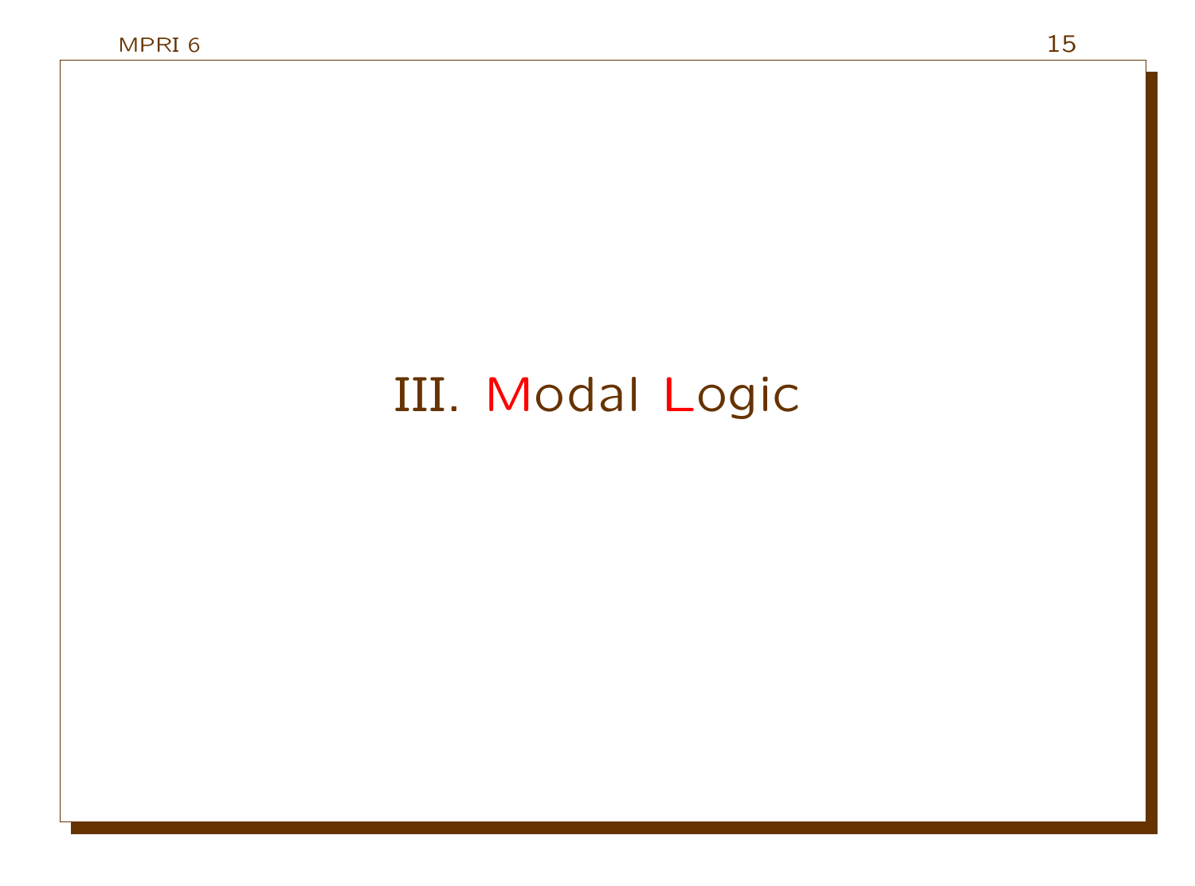# III. Modal Logic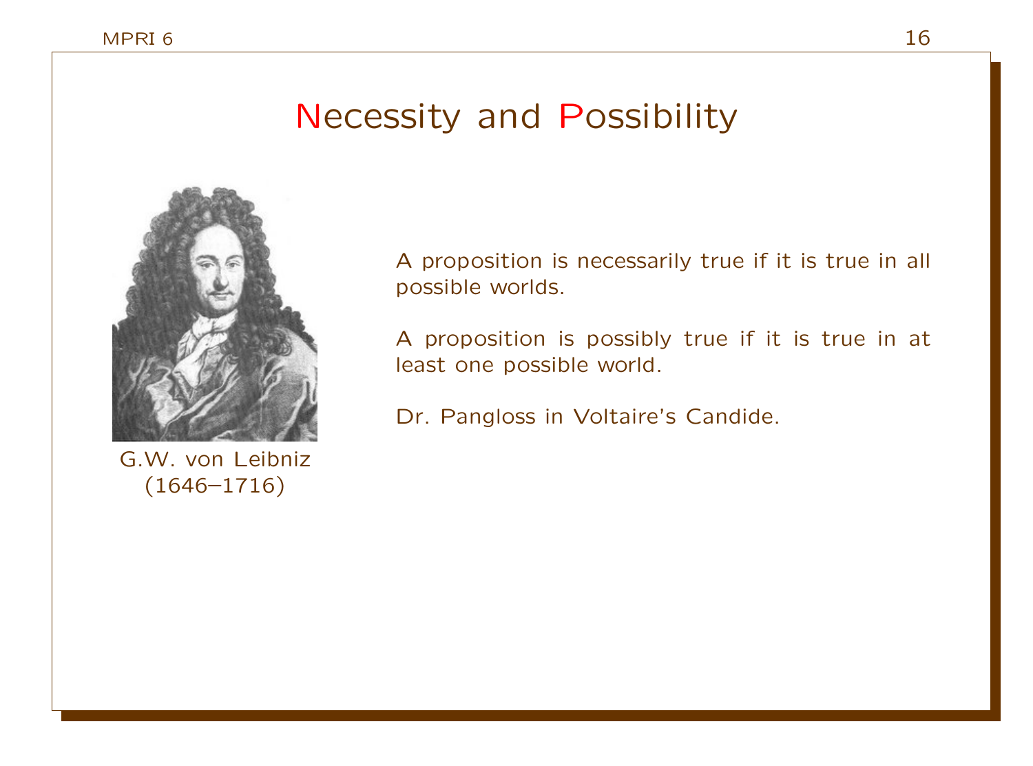# Necessity and Possibility

G.W. von Leibniz (1646–1716)

A proposition is necessarily true if it is true in all possible worlds.

A proposition is possibly true if it is true in at least one possible world.

Dr. Pangloss in Voltaire's Candide.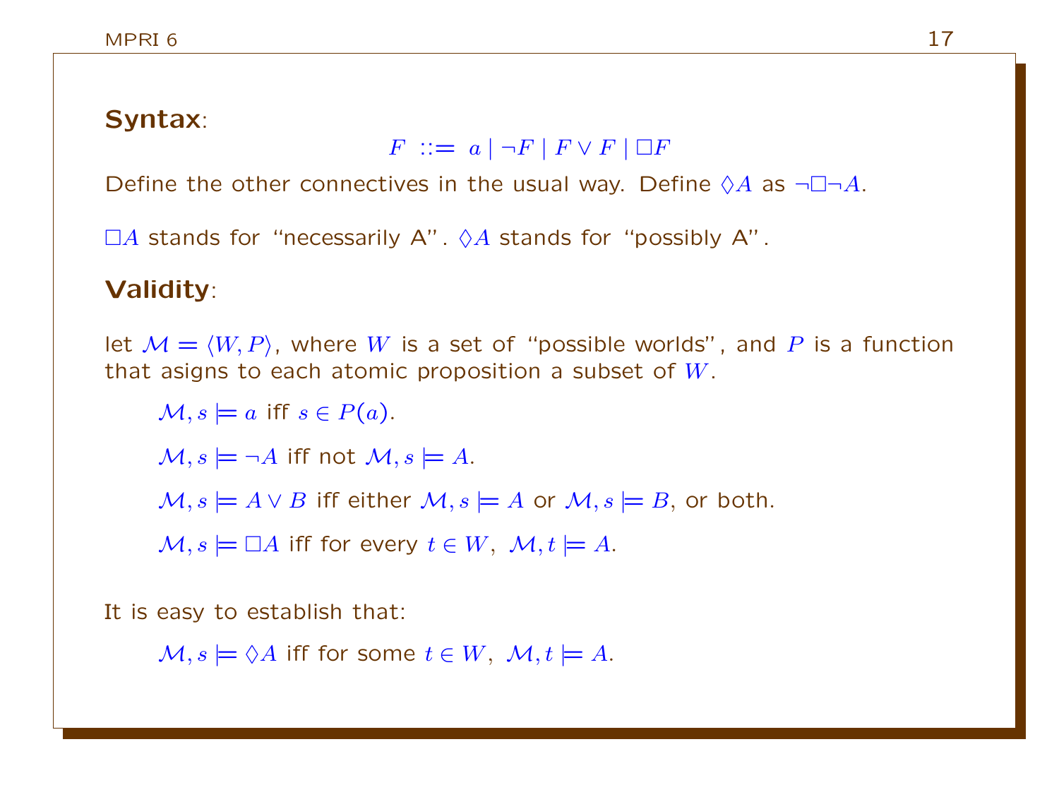**Syntax**:

$$F ::= a \mid \neg F \mid F \vee F \mid \Box F$$

Define the other connectives in the usual way. Define $\Diamond A$ as $\neg\Box\neg A$.

$\Box A$ stands for "necessarily A". $\Diamond A$ stands for "possibly A".

**Validity**:

let $\mathcal{M} = \langle W, P \rangle$, where $W$ is a set of "possible worlds", and $P$ is a function that asigns to each atomic proposition a subset of $W$.

> $\mathcal{M}, s \models a$ iff $s \in P(a)$.
>
> $\mathcal{M}, s \models \neg A$ iff not $\mathcal{M}, s \models A$.
>
> $\mathcal{M}, s \models A \vee B$ iff either $\mathcal{M}, s \models A$ or $\mathcal{M}, s \models B$, or both.
>
> $\mathcal{M}, s \models \Box A$ iff for every $t \in W$, $\mathcal{M}, t \models A$.

It is easy to establish that:

> $\mathcal{M}, s \models \Diamond A$ iff for some $t \in W$, $\mathcal{M}, t \models A$.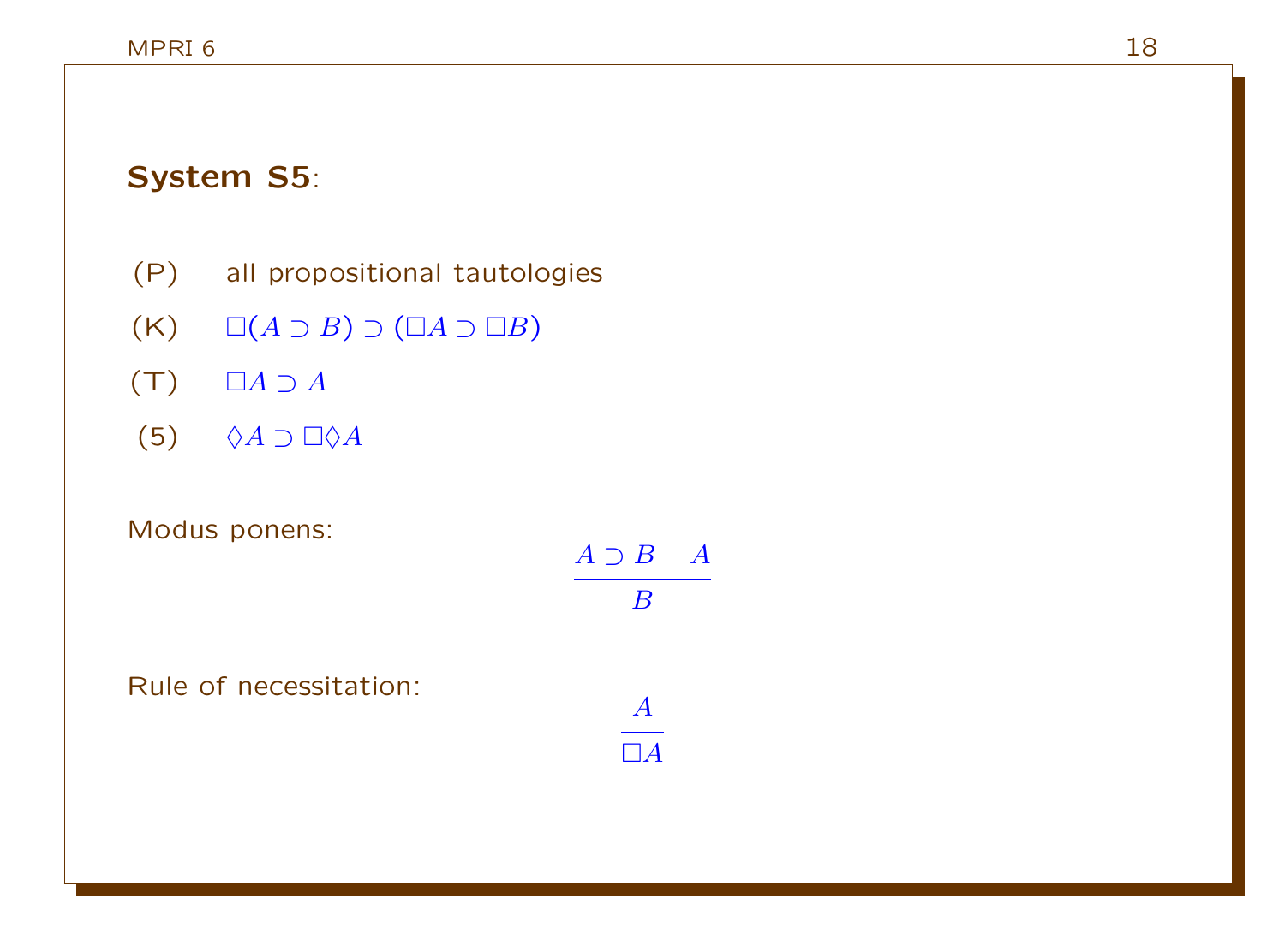**System S5**:

(P) all propositional tautologies

(K) $\Box(A \supset B) \supset (\Box A \supset \Box B)$

(T) $\Box A \supset A$

(5) $\Diamond A \supset \Box \Diamond A$

Modus ponens:

$$\frac{A \supset B \quad A}{B}$$

Rule of necessitation:

$$\frac{A}{\Box A}$$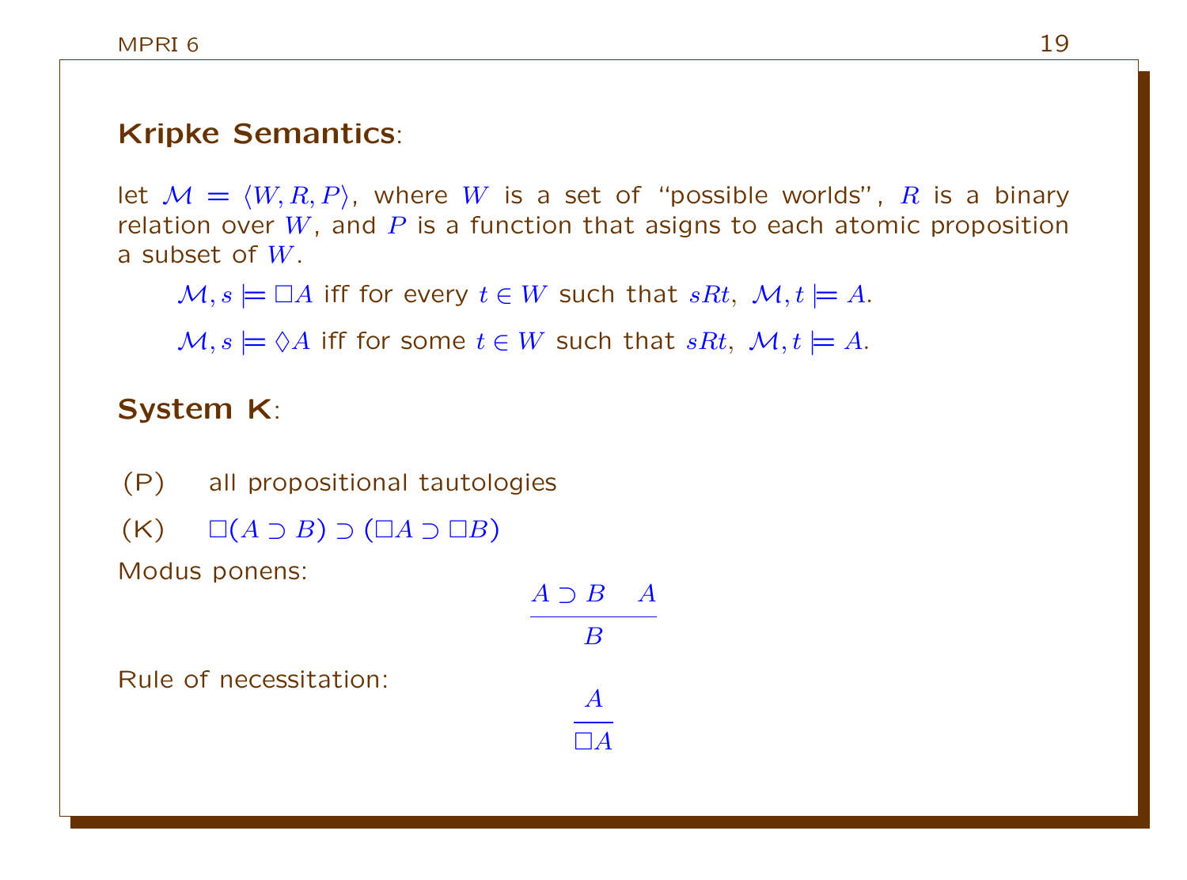**Kripke Semantics**:

let $\mathcal{M} = \langle W, R, P \rangle$, where $W$ is a set of "possible worlds", $R$ is a binary relation over $W$, and $P$ is a function that asigns to each atomic proposition a subset of $W$.

$\mathcal{M}, s \models \Box A$ iff for every $t \in W$ such that $sRt$, $\mathcal{M}, t \models A$.

$\mathcal{M}, s \models \Diamond A$ iff for some $t \in W$ such that $sRt$, $\mathcal{M}, t \models A$.

**System K**:

(P) all propositional tautologies

(K) $\Box(A \supset B) \supset (\Box A \supset \Box B)$

Modus ponens:

$$\frac{A \supset B \quad A}{B}$$

Rule of necessitation:

$$\frac{A}{\Box A}$$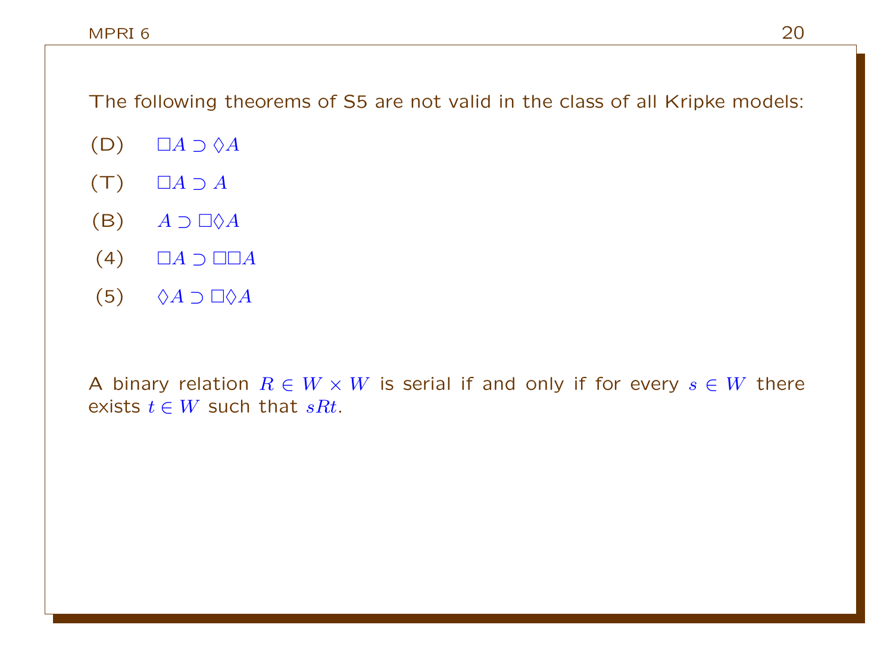The following theorems of S5 are not valid in the class of all Kripke models:

(D) $\Box A \supset \Diamond A$

(T) $\Box A \supset A$

(B) $A \supset \Box\Diamond A$

(4) $\Box A \supset \Box\Box A$

(5) $\Diamond A \supset \Box\Diamond A$

A binary relation $R \in W \times W$ is serial if and only if for every $s \in W$ there exists $t \in W$ such that $sRt$.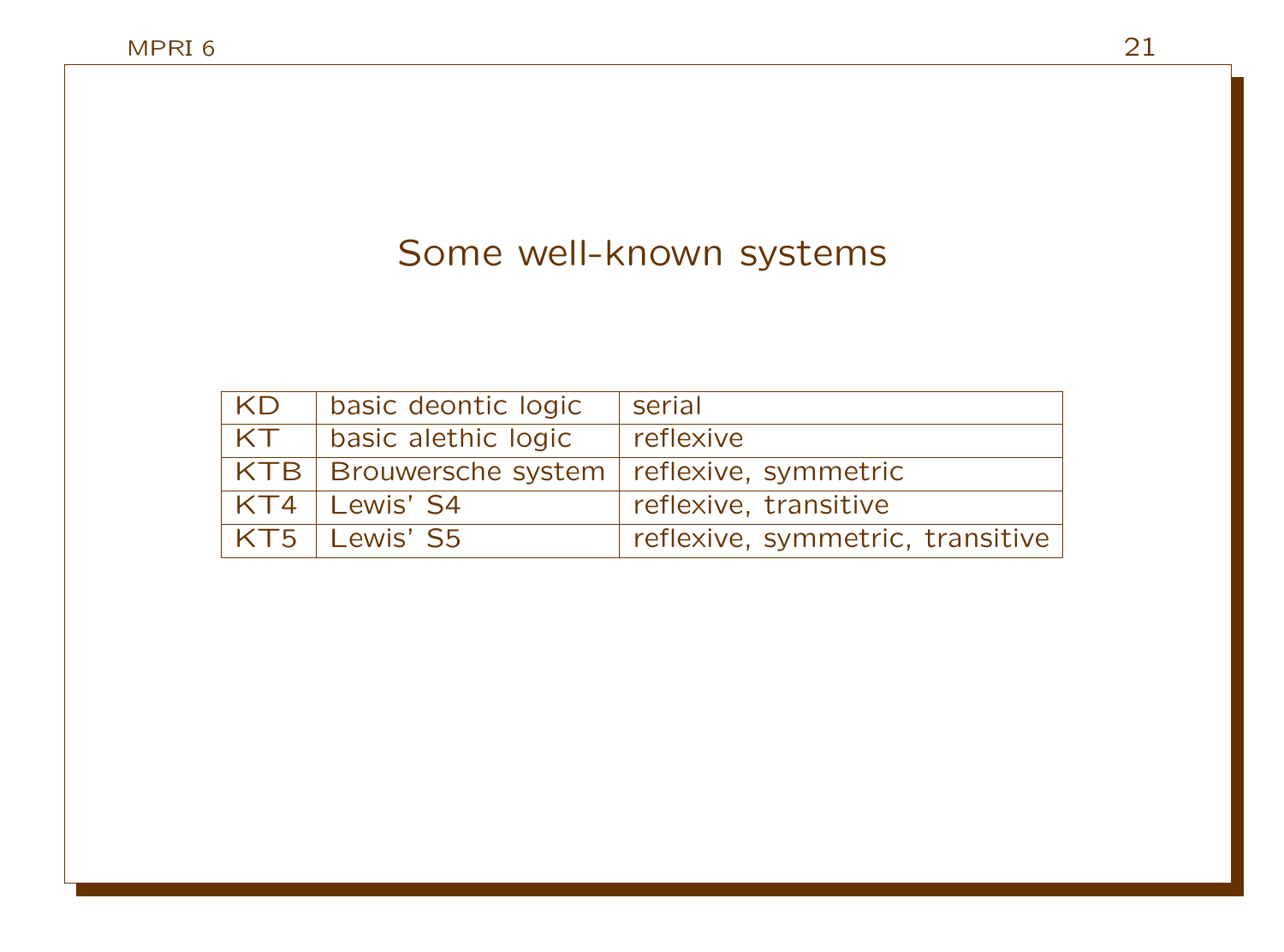# Some well-known systems

| KD | basic deontic logic | serial |
|---|---|---|
| KT | basic alethic logic | reflexive |
| KTB | Brouwersche system | reflexive, symmetric |
| KT4 | Lewis' S4 | reflexive, transitive |
| KT5 | Lewis' S5 | reflexive, symmetric, transitive |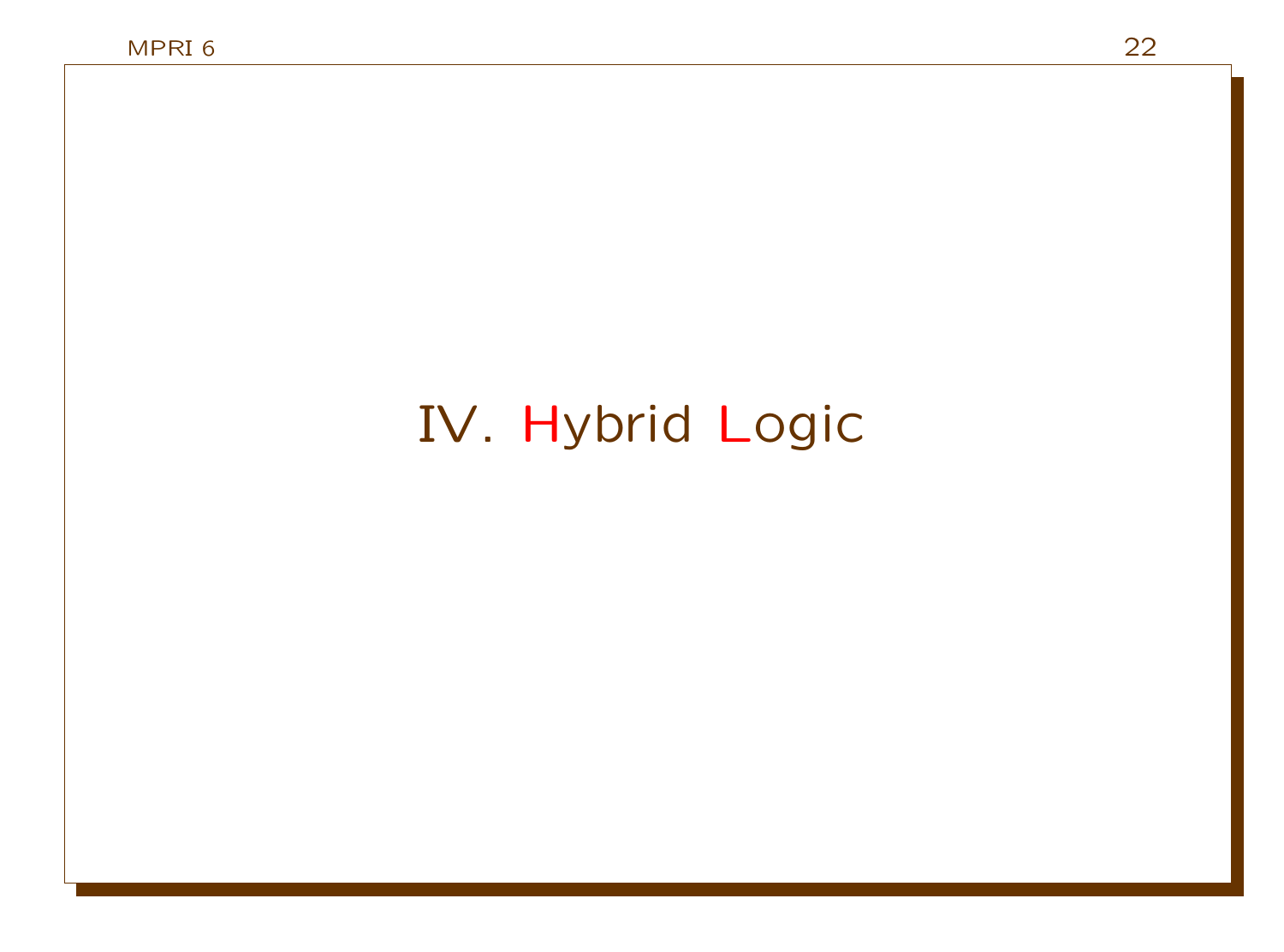# IV. Hybrid Logic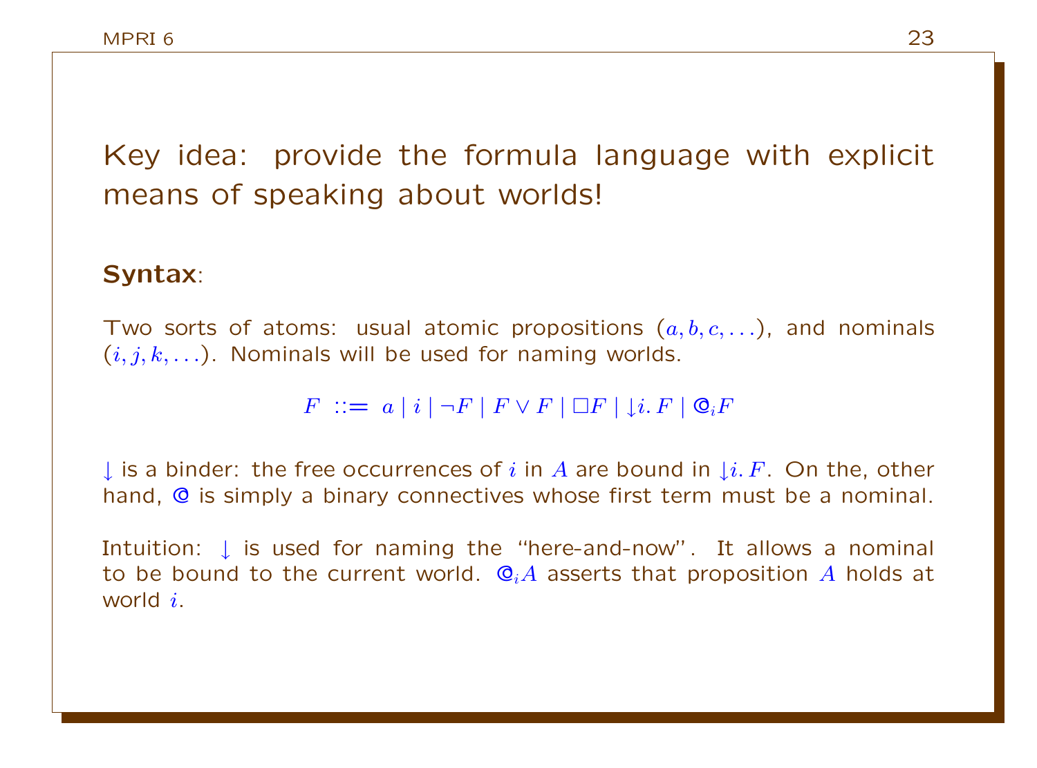## Key idea: provide the formula language with explicit means of speaking about worlds!

**Syntax**:

Two sorts of atoms: usual atomic propositions $(a, b, c, \ldots)$, and nominals $(i, j, k, \ldots)$. Nominals will be used for naming worlds.

$$F \;::=\; a \mid i \mid \neg F \mid F \vee F \mid \Box F \mid {\downarrow} i.\, F \mid @_i F$$

$\downarrow$ is a binder: the free occurrences of $i$ in $A$ are bound in ${\downarrow} i.\, F$. On the, other hand, @ is simply a binary connectives whose first term must be a nominal.

Intuition: $\downarrow$ is used for naming the "here-and-now". It allows a nominal to be bound to the current world. $@_i A$ asserts that proposition $A$ holds at world $i$.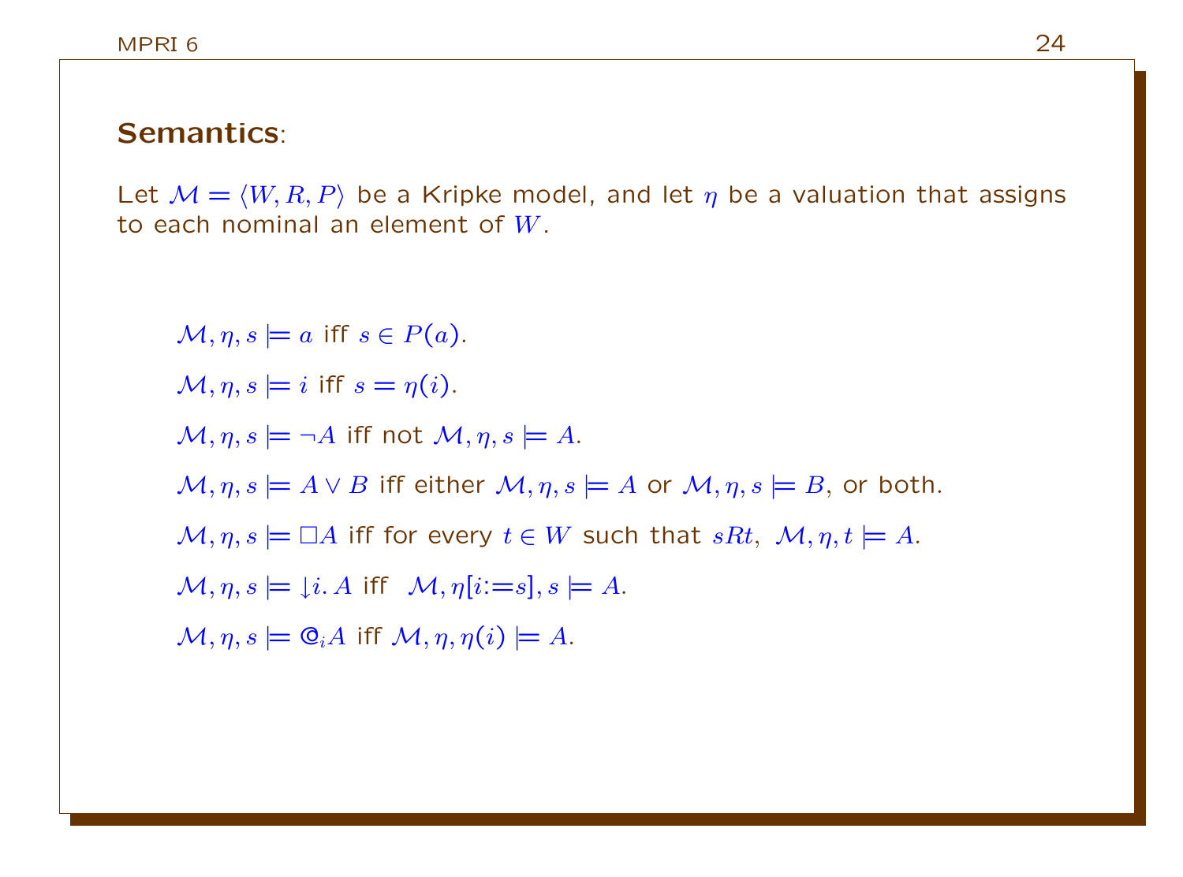## **Semantics**:

Let $\mathcal{M} = \langle W, R, P \rangle$ be a Kripke model, and let $\eta$ be a valuation that assigns to each nominal an element of $W$.

$\mathcal{M}, \eta, s \models a$ iff $s \in P(a)$.

$\mathcal{M}, \eta, s \models i$ iff $s = \eta(i)$.

$\mathcal{M}, \eta, s \models \neg A$ iff not $\mathcal{M}, \eta, s \models A$.

$\mathcal{M}, \eta, s \models A \vee B$ iff either $\mathcal{M}, \eta, s \models A$ or $\mathcal{M}, \eta, s \models B$, or both.

$\mathcal{M}, \eta, s \models \Box A$ iff for every $t \in W$ such that $sRt$, $\mathcal{M}, \eta, t \models A$.

$\mathcal{M}, \eta, s \models \downarrow i. A$ iff $\mathcal{M}, \eta[i{:=}s], s \models A$.

$\mathcal{M}, \eta, s \models @_i A$ iff $\mathcal{M}, \eta, \eta(i) \models A$.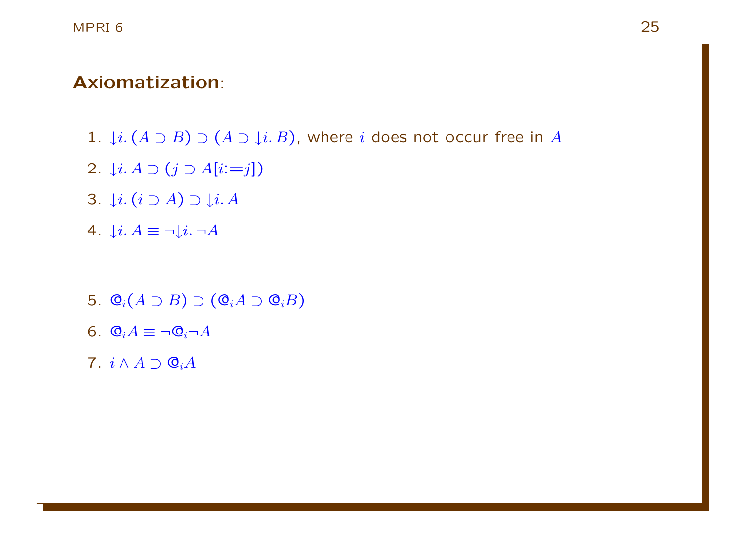**Axiomatization**:

1. $\downarrow i.\,(A \supset B) \supset (A \supset \downarrow i.\,B)$, where $i$ does not occur free in $A$
2. $\downarrow i.\,A \supset (j \supset A[i{:=}j])$
3. $\downarrow i.\,(i \supset A) \supset \downarrow i.\,A$
4. $\downarrow i.\,A \equiv \neg\downarrow i.\,\neg A$

5. $@_i(A \supset B) \supset (@_i A \supset @_i B)$
6. $@_i A \equiv \neg @_i \neg A$
7. $i \wedge A \supset @_i A$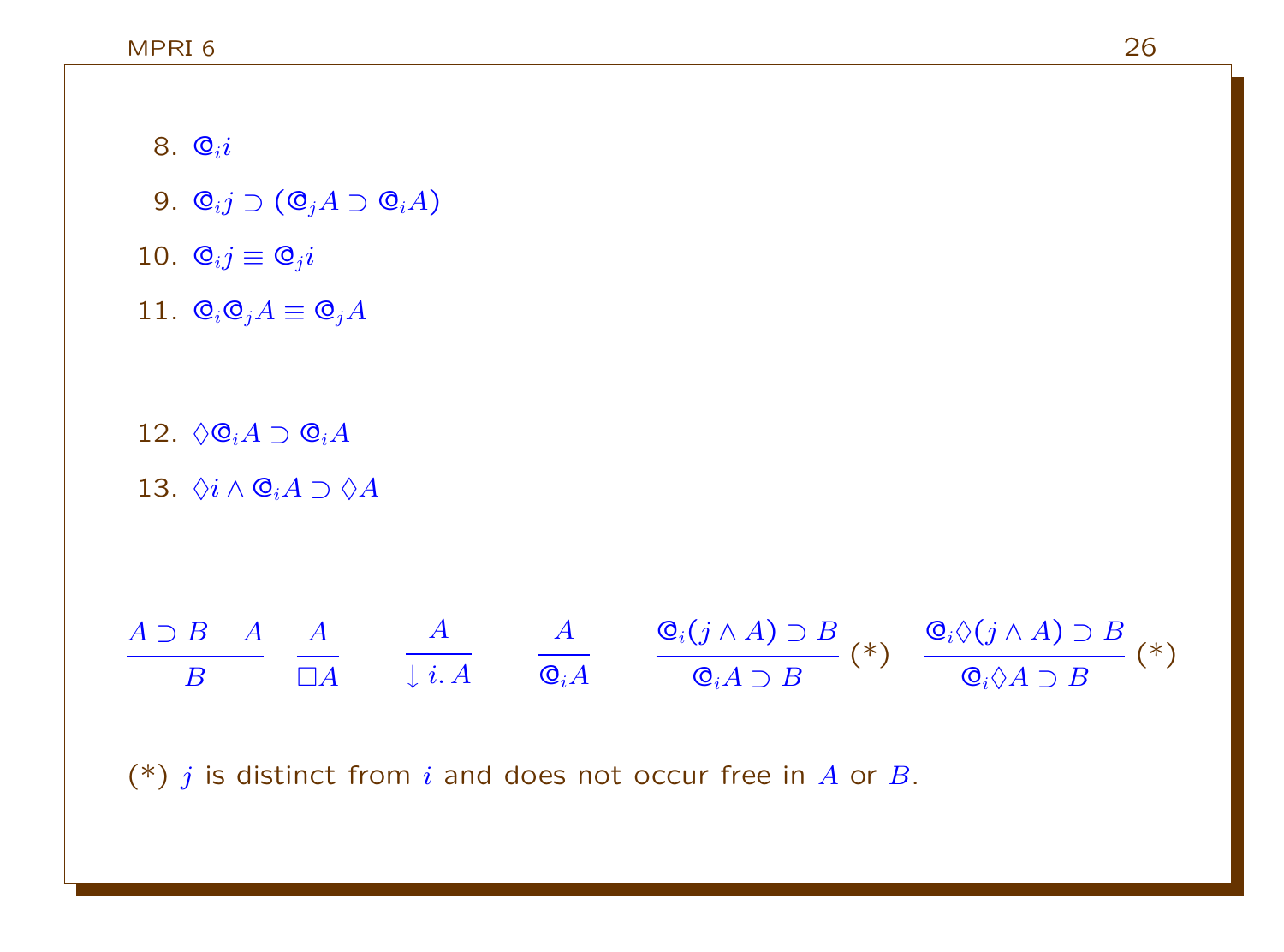8. $@_i i$

9. $@_i j \supset (@_j A \supset @_i A)$

10. $@_i j \equiv @_j i$

11. $@_i @_j A \equiv @_j A$

12. $\Diamond @_i A \supset @_i A$

13. $\Diamond i \wedge @_i A \supset \Diamond A$

$$\frac{A \supset B \quad A}{B} \quad \frac{A}{\Box A} \qquad \frac{A}{\downarrow i.\, A} \qquad \frac{A}{@_i A} \qquad \frac{@_i(j \wedge A) \supset B}{@_i A \supset B}\,(*) \quad \frac{@_i \Diamond (j \wedge A) \supset B}{@_i \Diamond A \supset B}\,(*)$$

(*) $j$ is distinct from $i$ and does not occur free in $A$ or $B$.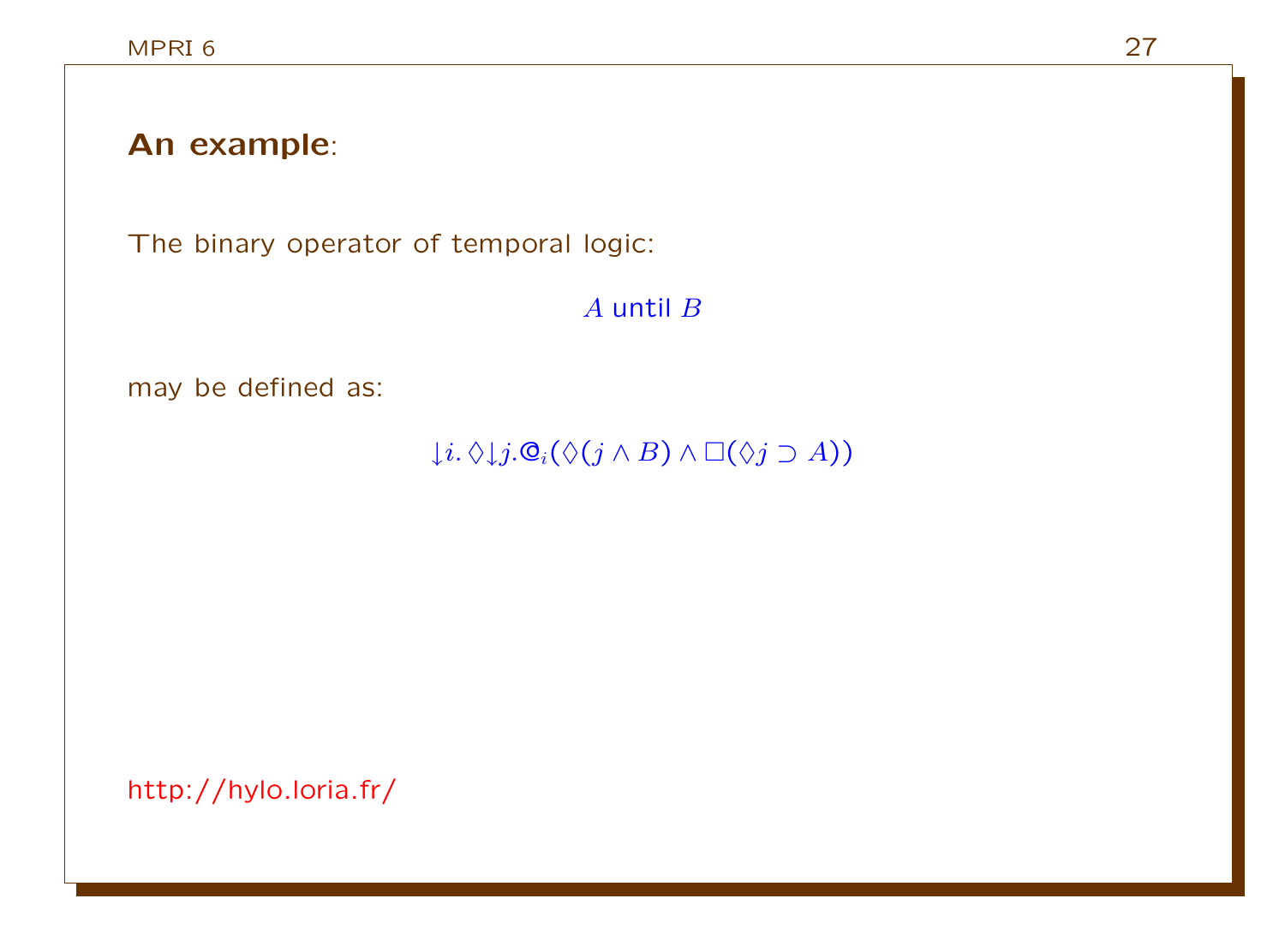**An example**:

The binary operator of temporal logic:

$$A \text{ until } B$$

may be defined as:

$$\downarrow i.\, \Diamond \downarrow j. @_i (\Diamond (j \wedge B) \wedge \Box (\Diamond j \supset A))$$

http://hylo.loria.fr/